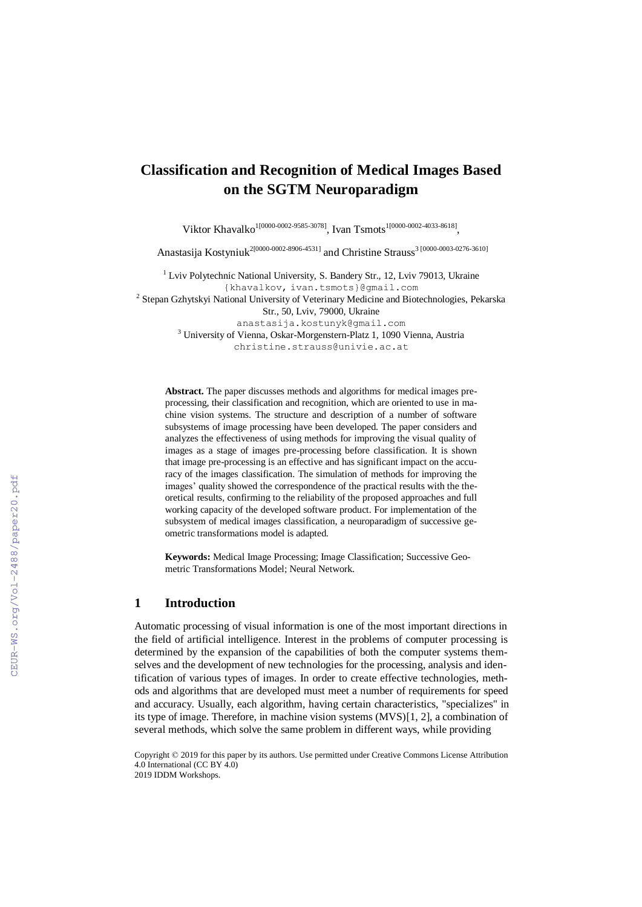# Classification and Recognition of Medical Images Based on the SGTM Neuroparadigm

Viktor Khavalko[1[0000-0002-9585-3078]], Ivan Tsmots[1[0000-0002-4033-8618]], Anastasija Kostyniuk[2[0000-0002-8906-4531]] and Christine Strauss[3 [0000-0003-0276-3610]]

[1] Lviv Polytechnic National University, S. Bandery Str., 12, Lviv 79013, Ukraine
{khavalkov, ivan.tsmots}@gmail.com

[2] Stepan Gzhytskyi National University of Veterinary Medicine and Biotechnologies, Pekarska Str., 50, Lviv, 79000, Ukraine
anastasija.kostunyk@gmail.com

[3] University of Vienna, Oskar-Morgenstern-Platz 1, 1090 Vienna, Austria
christine.strauss@univie.ac.at

**Abstract.** The paper discusses methods and algorithms for medical images pre-processing, their classification and recognition, which are oriented to use in machine vision systems. The structure and description of a number of software subsystems of image processing have been developed. The paper considers and analyzes the effectiveness of using methods for improving the visual quality of images as a stage of images pre-processing before classification. It is shown that image pre-processing is an effective and has significant impact on the accuracy of the images classification. The simulation of methods for improving the images' quality showed the correspondence of the practical results with the theoretical results, confirming to the reliability of the proposed approaches and full working capacity of the developed software product. For implementation of the subsystem of medical images classification, a neuroparadigm of successive geometric transformations model is adapted.

**Keywords:** Medical Image Processing; Image Classification; Successive Geometric Transformations Model; Neural Network.

## 1 Introduction

Automatic processing of visual information is one of the most important directions in the field of artificial intelligence. Interest in the problems of computer processing is determined by the expansion of the capabilities of both the computer systems themselves and the development of new technologies for the processing, analysis and identification of various types of images. In order to create effective technologies, methods and algorithms that are developed must meet a number of requirements for speed and accuracy. Usually, each algorithm, having certain characteristics, "specializes" in its type of image. Therefore, in machine vision systems (MVS)[1, 2], a combination of several methods, which solve the same problem in different ways, while providing

Copyright © 2019 for this paper by its authors. Use permitted under Creative Commons License Attribution 4.0 International (CC BY 4.0)
2019 IDDM Workshops.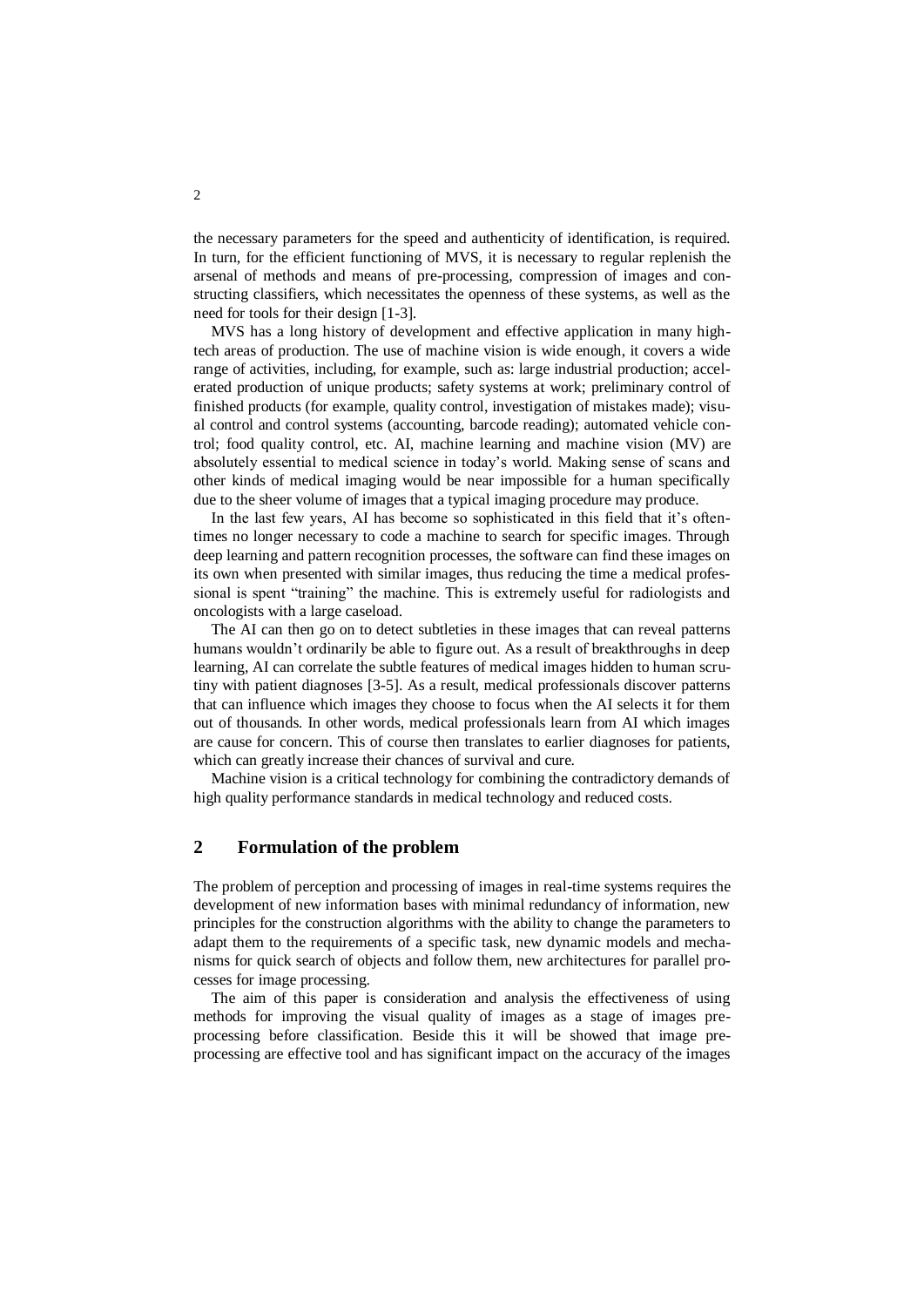the necessary parameters for the speed and authenticity of identification, is required. In turn, for the efficient functioning of MVS, it is necessary to regular replenish the arsenal of methods and means of pre-processing, compression of images and constructing classifiers, which necessitates the openness of these systems, as well as the need for tools for their design [1-3].

MVS has a long history of development and effective application in many high-tech areas of production. The use of machine vision is wide enough, it covers a wide range of activities, including, for example, such as: large industrial production; accelerated production of unique products; safety systems at work; preliminary control of finished products (for example, quality control, investigation of mistakes made); visual control and control systems (accounting, barcode reading); automated vehicle control; food quality control, etc. AI, machine learning and machine vision (MV) are absolutely essential to medical science in today's world. Making sense of scans and other kinds of medical imaging would be near impossible for a human specifically due to the sheer volume of images that a typical imaging procedure may produce.

In the last few years, AI has become so sophisticated in this field that it's oftentimes no longer necessary to code a machine to search for specific images. Through deep learning and pattern recognition processes, the software can find these images on its own when presented with similar images, thus reducing the time a medical professional is spent "training" the machine. This is extremely useful for radiologists and oncologists with a large caseload.

The AI can then go on to detect subtleties in these images that can reveal patterns humans wouldn't ordinarily be able to figure out. As a result of breakthroughs in deep learning, AI can correlate the subtle features of medical images hidden to human scrutiny with patient diagnoses [3-5]. As a result, medical professionals discover patterns that can influence which images they choose to focus when the AI selects it for them out of thousands. In other words, medical professionals learn from AI which images are cause for concern. This of course then translates to earlier diagnoses for patients, which can greatly increase their chances of survival and cure.

Machine vision is a critical technology for combining the contradictory demands of high quality performance standards in medical technology and reduced costs.

## 2 Formulation of the problem

The problem of perception and processing of images in real-time systems requires the development of new information bases with minimal redundancy of information, new principles for the construction algorithms with the ability to change the parameters to adapt them to the requirements of a specific task, new dynamic models and mechanisms for quick search of objects and follow them, new architectures for parallel processes for image processing.

The aim of this paper is consideration and analysis the effectiveness of using methods for improving the visual quality of images as a stage of images pre-processing before classification. Beside this it will be showed that image pre-processing are effective tool and has significant impact on the accuracy of the images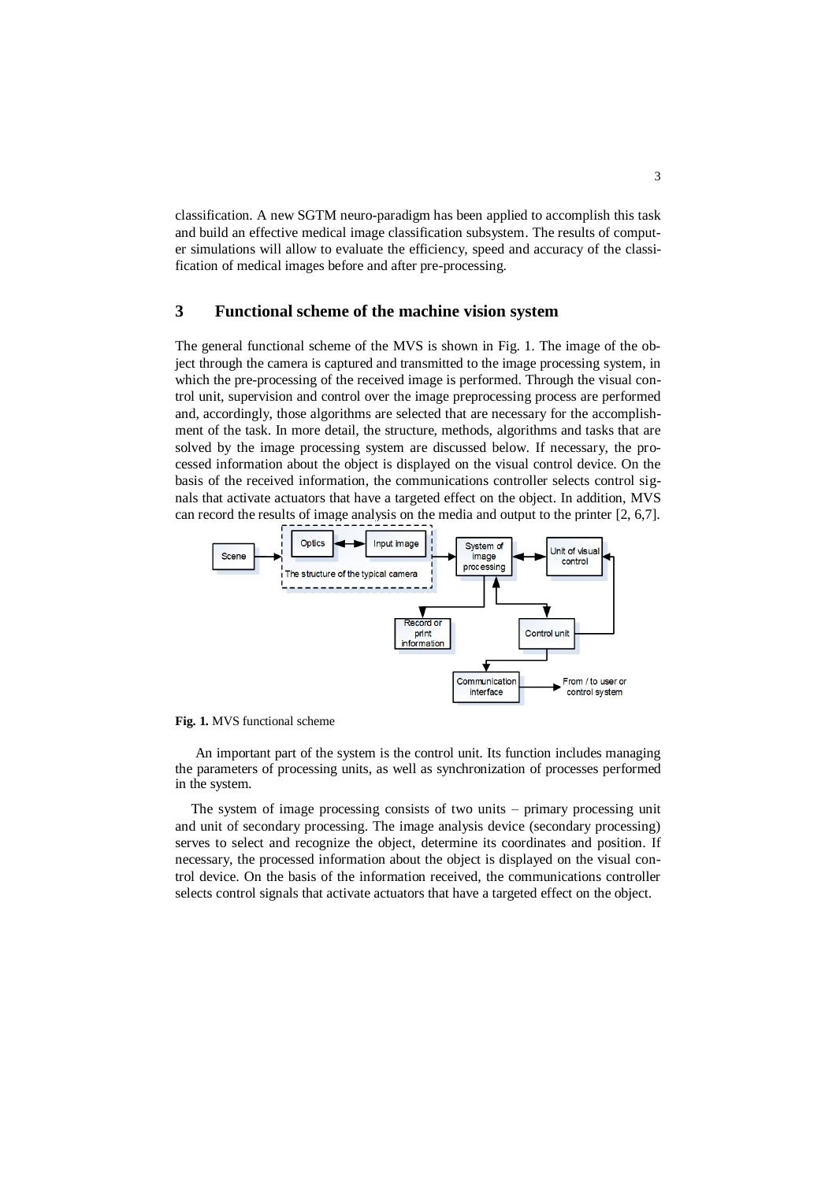classification. A new SGTM neuro-paradigm has been applied to accomplish this task and build an effective medical image classification subsystem. The results of computer simulations will allow to evaluate the efficiency, speed and accuracy of the classification of medical images before and after pre-processing.

## 3 Functional scheme of the machine vision system

The general functional scheme of the MVS is shown in Fig. 1. The image of the object through the camera is captured and transmitted to the image processing system, in which the pre-processing of the received image is performed. Through the visual control unit, supervision and control over the image preprocessing process are performed and, accordingly, those algorithms are selected that are necessary for the accomplishment of the task. In more detail, the structure, methods, algorithms and tasks that are solved by the image processing system are discussed below. If necessary, the processed information about the object is displayed on the visual control device. On the basis of the received information, the communications controller selects control signals that activate actuators that have a targeted effect on the object. In addition, MVS can record the results of image analysis on the media and output to the printer [2, 6,7].

**Fig. 1.** MVS functional scheme

An important part of the system is the control unit. Its function includes managing the parameters of processing units, as well as synchronization of processes performed in the system.

The system of image processing consists of two units – primary processing unit and unit of secondary processing. The image analysis device (secondary processing) serves to select and recognize the object, determine its coordinates and position. If necessary, the processed information about the object is displayed on the visual control device. On the basis of the information received, the communications controller selects control signals that activate actuators that have a targeted effect on the object.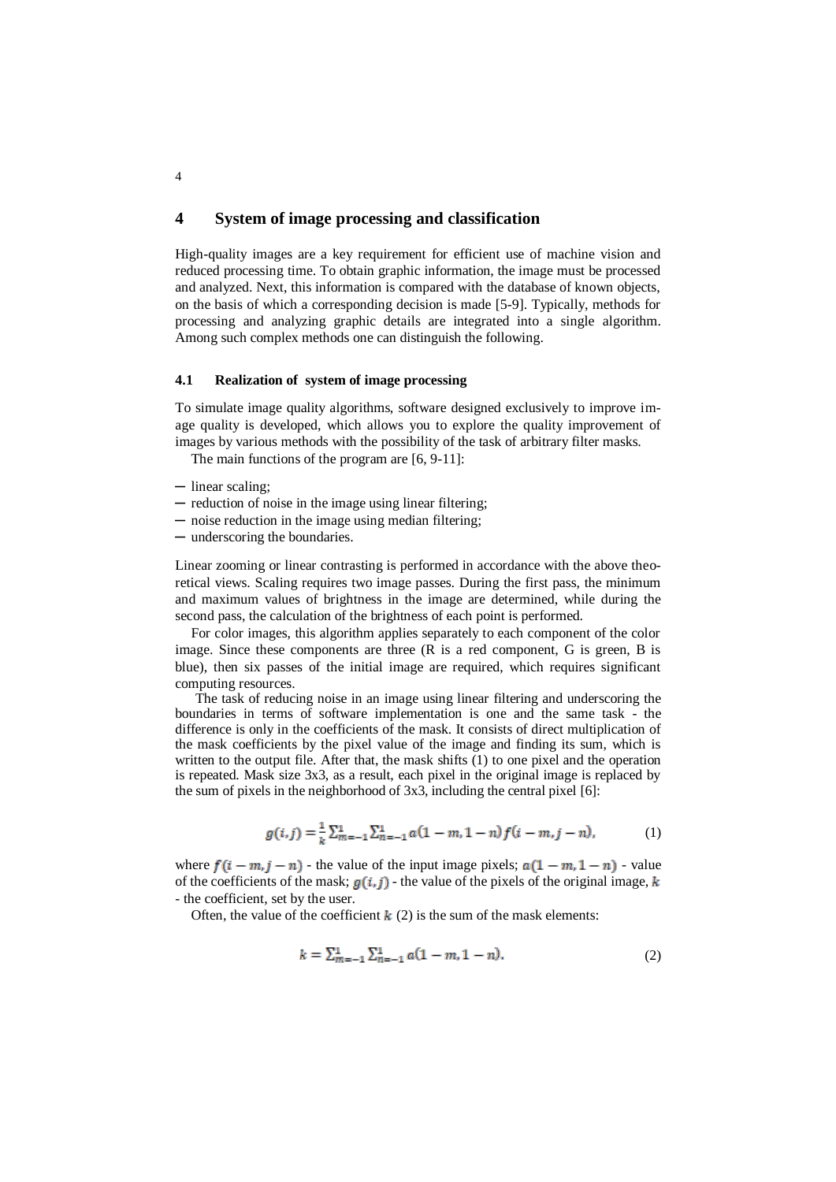## 4 System of image processing and classification

High-quality images are a key requirement for efficient use of machine vision and reduced processing time. To obtain graphic information, the image must be processed and analyzed. Next, this information is compared with the database of known objects, on the basis of which a corresponding decision is made [5-9]. Typically, methods for processing and analyzing graphic details are integrated into a single algorithm. Among such complex methods one can distinguish the following.

### 4.1 Realization of system of image processing

To simulate image quality algorithms, software designed exclusively to improve image quality is developed, which allows you to explore the quality improvement of images by various methods with the possibility of the task of arbitrary filter masks.

The main functions of the program are [6, 9-11]:

- linear scaling;
- reduction of noise in the image using linear filtering;
- noise reduction in the image using median filtering;
- underscoring the boundaries.

Linear zooming or linear contrasting is performed in accordance with the above theoretical views. Scaling requires two image passes. During the first pass, the minimum and maximum values of brightness in the image are determined, while during the second pass, the calculation of the brightness of each point is performed.

For color images, this algorithm applies separately to each component of the color image. Since these components are three (R is a red component, G is green, B is blue), then six passes of the initial image are required, which requires significant computing resources.

The task of reducing noise in an image using linear filtering and underscoring the boundaries in terms of software implementation is one and the same task - the difference is only in the coefficients of the mask. It consists of direct multiplication of the mask coefficients by the pixel value of the image and finding its sum, which is written to the output file. After that, the mask shifts (1) to one pixel and the operation is repeated. Mask size 3x3, as a result, each pixel in the original image is replaced by the sum of pixels in the neighborhood of 3x3, including the central pixel [6]:

$$g(i,j) = \frac{1}{k}\sum_{m=-1}^{1}\sum_{n=-1}^{1} a(1-m,1-n)\,f(i-m,j-n), \tag{1}$$

where $f(i-m,j-n)$ - the value of the input image pixels; $a(1-m,1-n)$ - value of the coefficients of the mask; $g(i,j)$ - the value of the pixels of the original image, $k$ - the coefficient, set by the user.

Often, the value of the coefficient $k$ (2) is the sum of the mask elements:

$$k = \sum_{m=-1}^{1}\sum_{n=-1}^{1} a(1-m,1-n). \tag{2}$$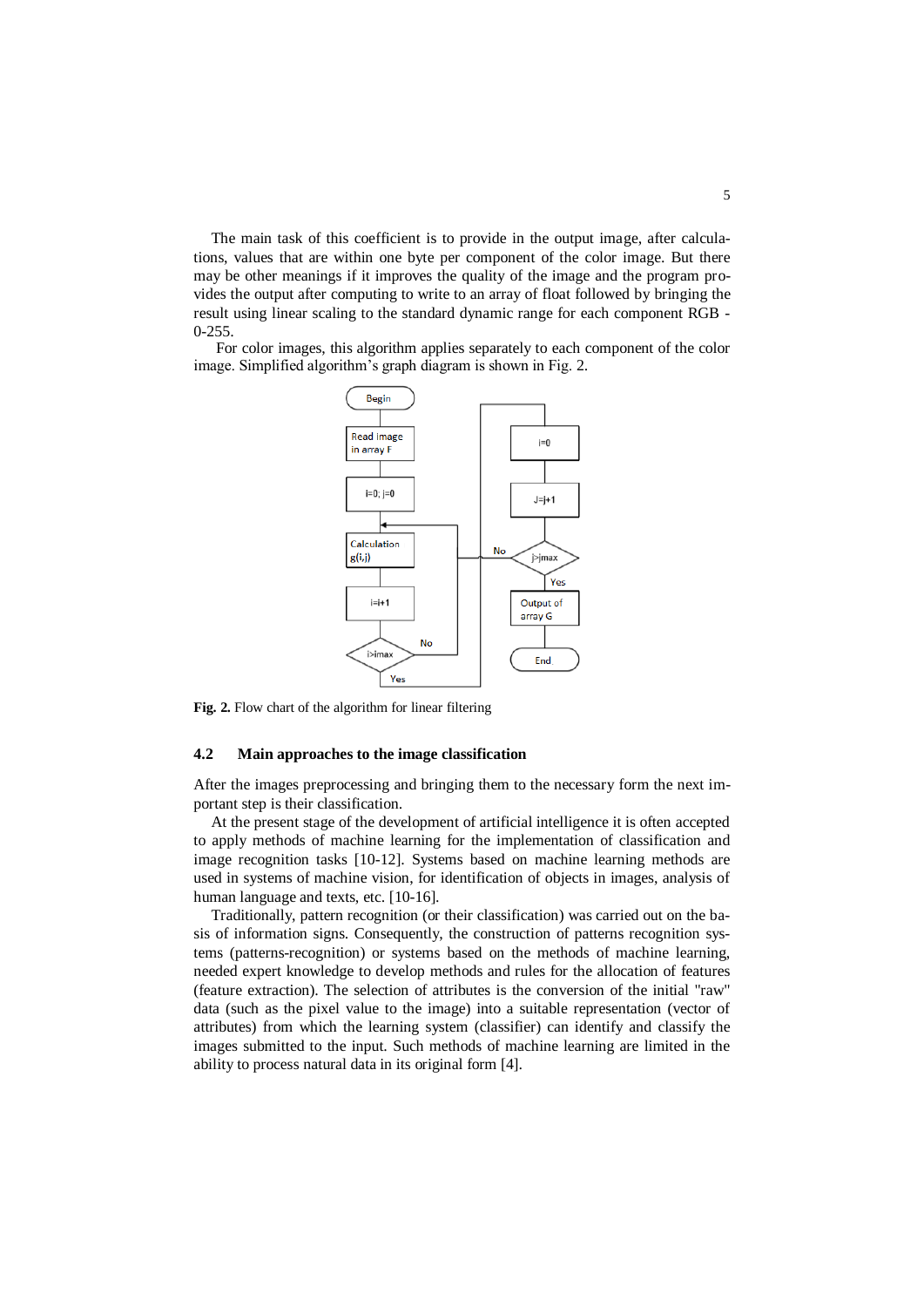The main task of this coefficient is to provide in the output image, after calculations, values that are within one byte per component of the color image. But there may be other meanings if it improves the quality of the image and the program provides the output after computing to write to an array of float followed by bringing the result using linear scaling to the standard dynamic range for each component RGB - 0-255.

For color images, this algorithm applies separately to each component of the color image. Simplified algorithm's graph diagram is shown in Fig. 2.

**Fig. 2.** Flow chart of the algorithm for linear filtering

### 4.2 Main approaches to the image classification

After the images preprocessing and bringing them to the necessary form the next important step is their classification.

At the present stage of the development of artificial intelligence it is often accepted to apply methods of machine learning for the implementation of classification and image recognition tasks [10-12]. Systems based on machine learning methods are used in systems of machine vision, for identification of objects in images, analysis of human language and texts, etc. [10-16].

Traditionally, pattern recognition (or their classification) was carried out on the basis of information signs. Consequently, the construction of patterns recognition systems (patterns-recognition) or systems based on the methods of machine learning, needed expert knowledge to develop methods and rules for the allocation of features (feature extraction). The selection of attributes is the conversion of the initial "raw" data (such as the pixel value to the image) into a suitable representation (vector of attributes) from which the learning system (classifier) can identify and classify the images submitted to the input. Such methods of machine learning are limited in the ability to process natural data in its original form [4].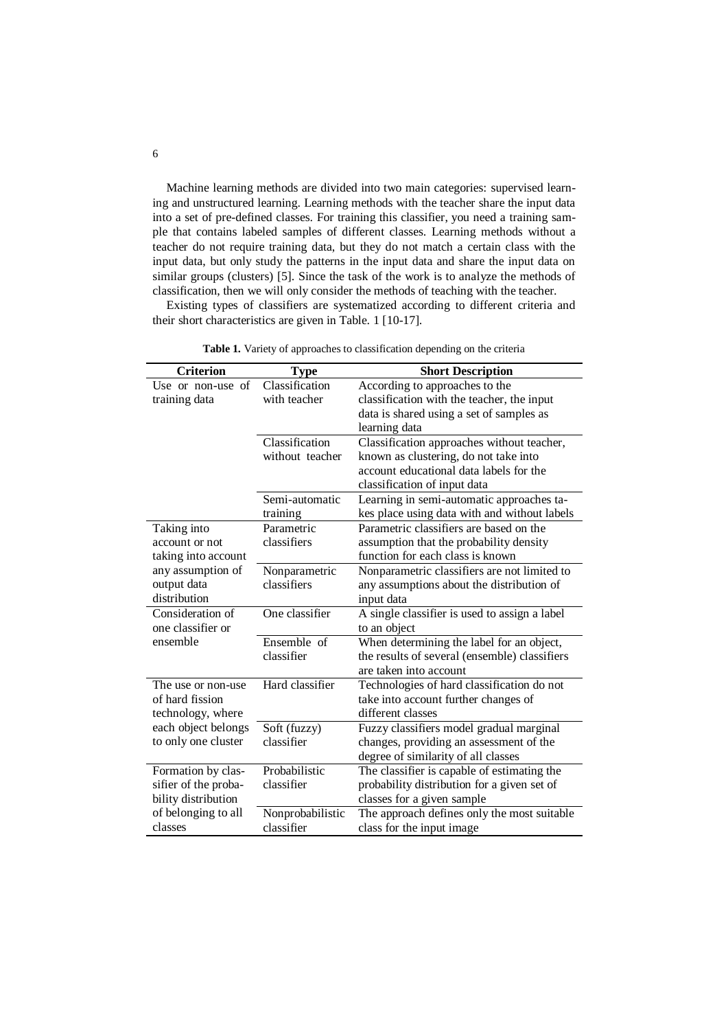Machine learning methods are divided into two main categories: supervised learning and unstructured learning. Learning methods with the teacher share the input data into a set of pre-defined classes. For training this classifier, you need a training sample that contains labeled samples of different classes. Learning methods without a teacher do not require training data, but they do not match a certain class with the input data, but only study the patterns in the input data and share the input data on similar groups (clusters) [5]. Since the task of the work is to analyze the methods of classification, then we will only consider the methods of teaching with the teacher.

Existing types of classifiers are systematized according to different criteria and their short characteristics are given in Table. 1 [10-17].

**Table 1.** Variety of approaches to classification depending on the criteria

| Criterion | Type | Short Description |
|---|---|---|
| Use or non-use of training data | Classification with teacher | According to approaches to the classification with the teacher, the input data is shared using a set of samples as learning data |
| | Classification without teacher | Classification approaches without teacher, known as clustering, do not take into account educational data labels for the classification of input data |
| | Semi-automatic training | Learning in semi-automatic approaches takes place using data with and without labels |
| Taking into account or not taking into account any assumption of output data distribution | Parametric classifiers | Parametric classifiers are based on the assumption that the probability density function for each class is known |
| | Nonparametric classifiers | Nonparametric classifiers are not limited to any assumptions about the distribution of input data |
| Consideration of one classifier or ensemble | One classifier | A single classifier is used to assign a label to an object |
| | Ensemble of classifier | When determining the label for an object, the results of several (ensemble) classifiers are taken into account |
| The use or non-use of hard fission technology, where each object belongs to only one cluster | Hard classifier | Technologies of hard classification do not take into account further changes of different classes |
| | Soft (fuzzy) classifier | Fuzzy classifiers model gradual marginal changes, providing an assessment of the degree of similarity of all classes |
| Formation by classifier of the probability distribution of belonging to all classes | Probabilistic classifier | The classifier is capable of estimating the probability distribution for a given set of classes for a given sample |
| | Nonprobabilistic classifier | The approach defines only the most suitable class for the input image |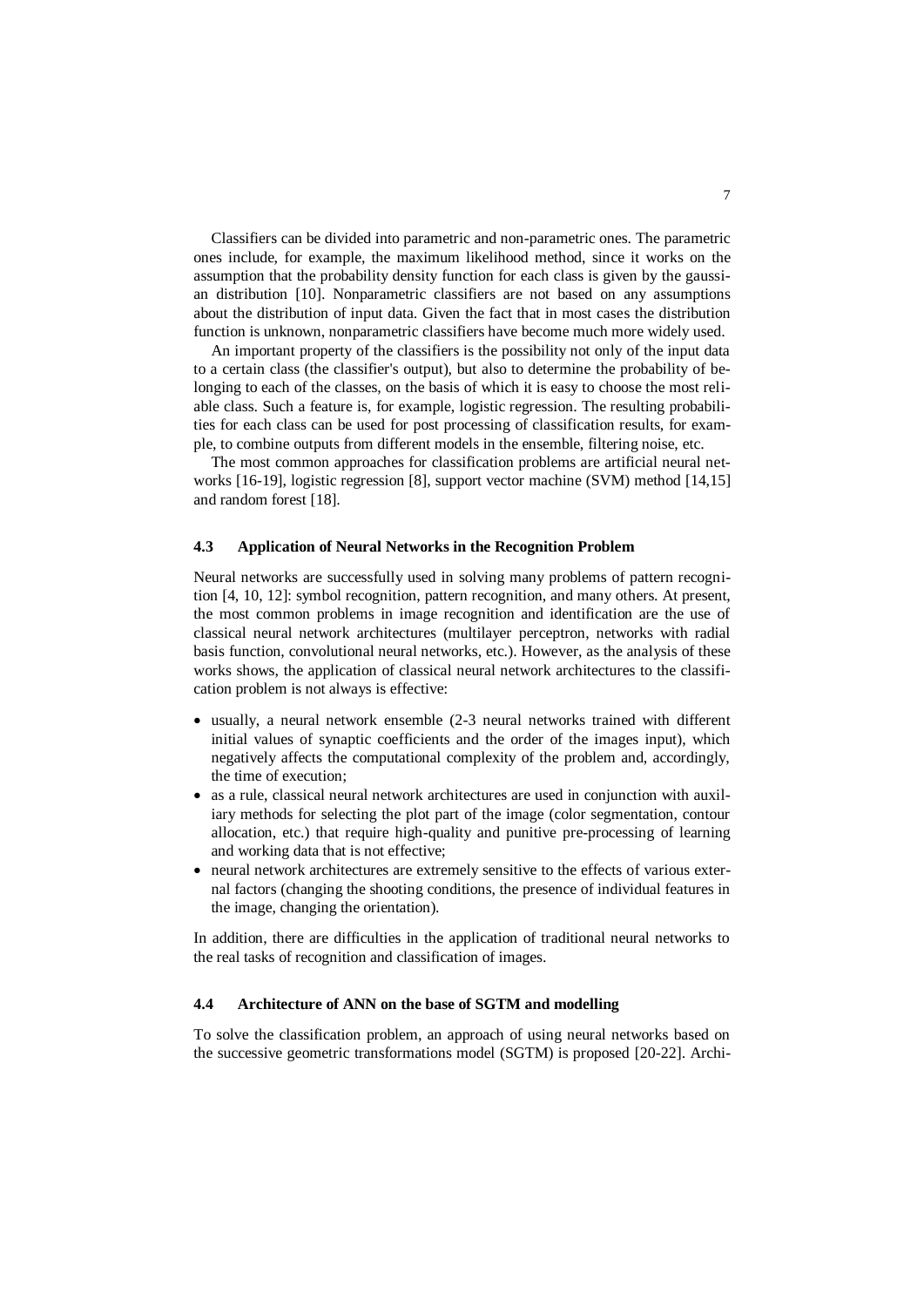Classifiers can be divided into parametric and non-parametric ones. The parametric ones include, for example, the maximum likelihood method, since it works on the assumption that the probability density function for each class is given by the gaussian distribution [10]. Nonparametric classifiers are not based on any assumptions about the distribution of input data. Given the fact that in most cases the distribution function is unknown, nonparametric classifiers have become much more widely used.

An important property of the classifiers is the possibility not only of the input data to a certain class (the classifier's output), but also to determine the probability of belonging to each of the classes, on the basis of which it is easy to choose the most reliable class. Such a feature is, for example, logistic regression. The resulting probabilities for each class can be used for post processing of classification results, for example, to combine outputs from different models in the ensemble, filtering noise, etc.

The most common approaches for classification problems are artificial neural networks [16-19], logistic regression [8], support vector machine (SVM) method [14,15] and random forest [18].

### 4.3 Application of Neural Networks in the Recognition Problem

Neural networks are successfully used in solving many problems of pattern recognition [4, 10, 12]: symbol recognition, pattern recognition, and many others. At present, the most common problems in image recognition and identification are the use of classical neural network architectures (multilayer perceptron, networks with radial basis function, convolutional neural networks, etc.). However, as the analysis of these works shows, the application of classical neural network architectures to the classification problem is not always is effective:

- usually, a neural network ensemble (2-3 neural networks trained with different initial values of synaptic coefficients and the order of the images input), which negatively affects the computational complexity of the problem and, accordingly, the time of execution;
- as a rule, classical neural network architectures are used in conjunction with auxiliary methods for selecting the plot part of the image (color segmentation, contour allocation, etc.) that require high-quality and punitive pre-processing of learning and working data that is not effective;
- neural network architectures are extremely sensitive to the effects of various external factors (changing the shooting conditions, the presence of individual features in the image, changing the orientation).

In addition, there are difficulties in the application of traditional neural networks to the real tasks of recognition and classification of images.

### 4.4 Architecture of ANN on the base of SGTM and modelling

To solve the classification problem, an approach of using neural networks based on the successive geometric transformations model (SGTM) is proposed [20-22]. Archi-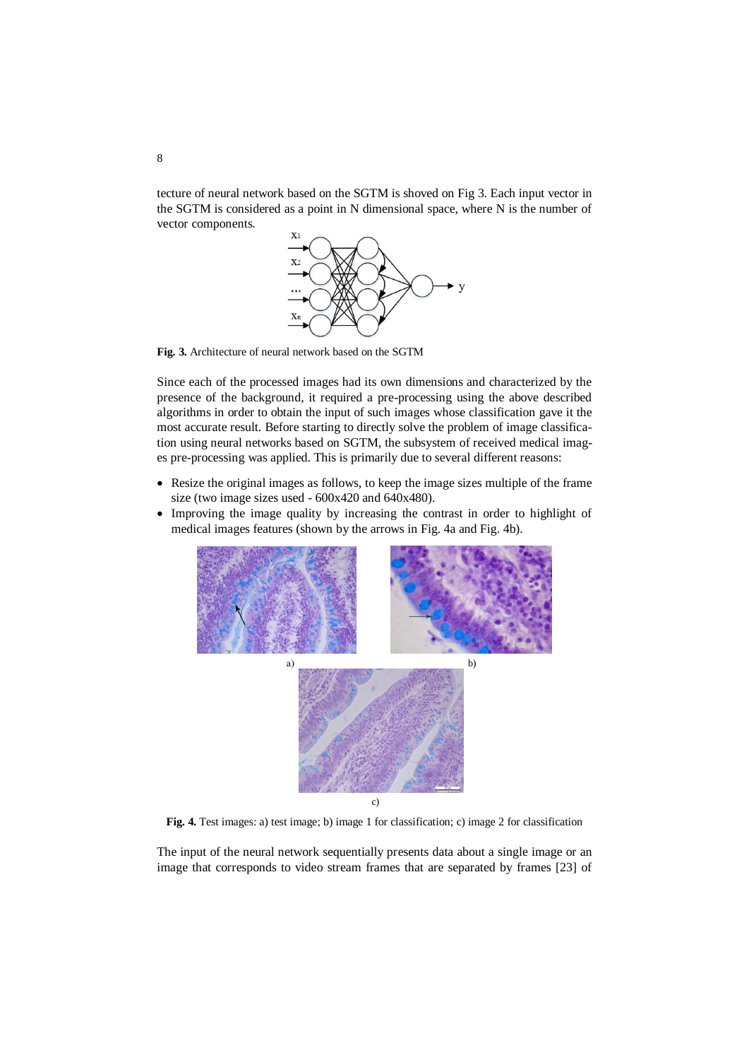tecture of neural network based on the SGTM is shoved on Fig 3. Each input vector in the SGTM is considered as a point in N dimensional space, where N is the number of vector components.

**Fig. 3.** Architecture of neural network based on the SGTM

Since each of the processed images had its own dimensions and characterized by the presence of the background, it required a pre-processing using the above described algorithms in order to obtain the input of such images whose classification gave it the most accurate result. Before starting to directly solve the problem of image classification using neural networks based on SGTM, the subsystem of received medical images pre-processing was applied. This is primarily due to several different reasons:

- Resize the original images as follows, to keep the image sizes multiple of the frame size (two image sizes used - 600x420 and 640x480).
- Improving the image quality by increasing the contrast in order to highlight of medical images features (shown by the arrows in Fig. 4a and Fig. 4b).

**Fig. 4.** Test images: a) test image; b) image 1 for classification; c) image 2 for classification

The input of the neural network sequentially presents data about a single image or an image that corresponds to video stream frames that are separated by frames [23] of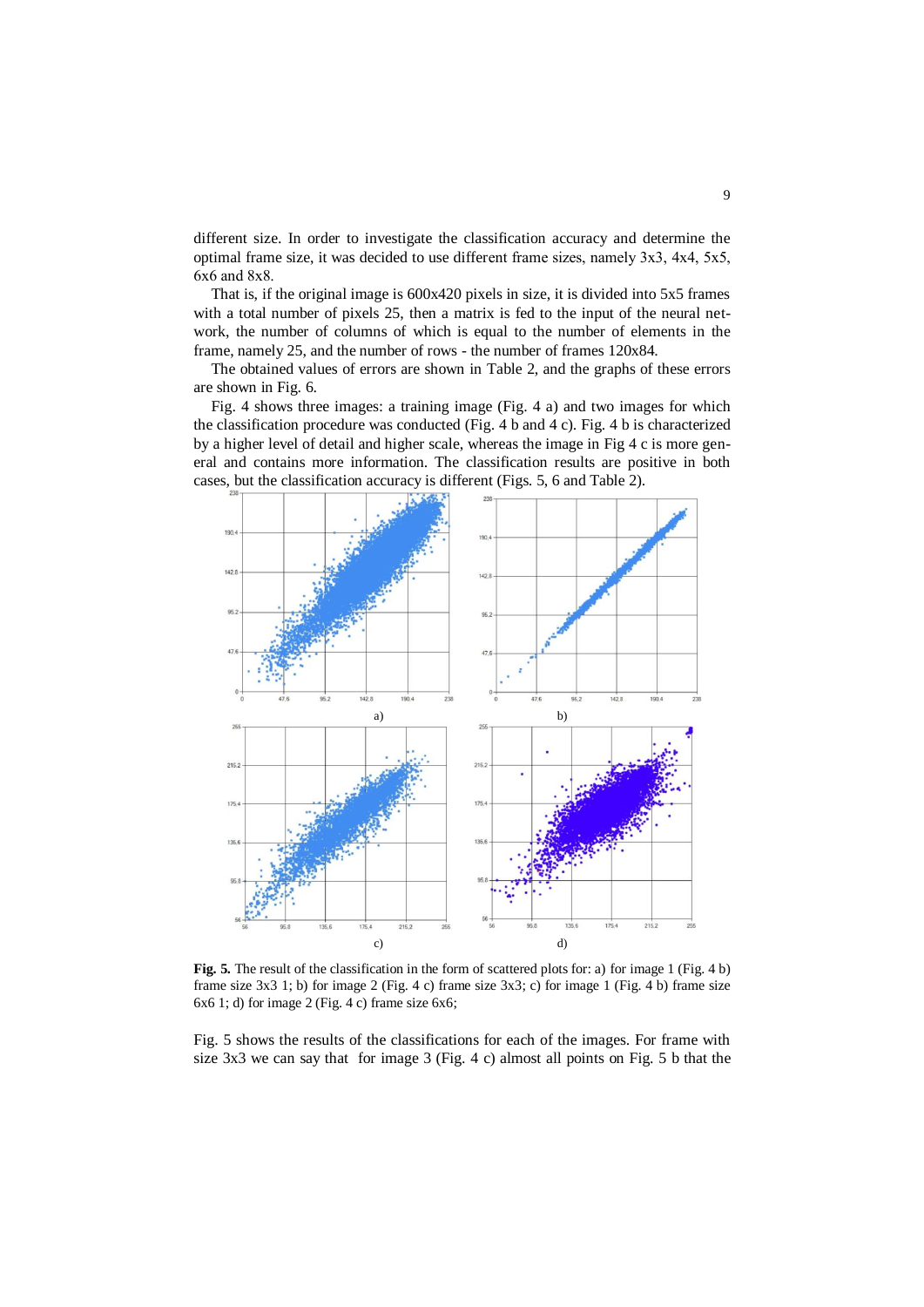different size. In order to investigate the classification accuracy and determine the optimal frame size, it was decided to use different frame sizes, namely 3x3, 4x4, 5x5, 6x6 and 8x8.

That is, if the original image is 600x420 pixels in size, it is divided into 5x5 frames with a total number of pixels 25, then a matrix is fed to the input of the neural network, the number of columns of which is equal to the number of elements in the frame, namely 25, and the number of rows - the number of frames 120x84.

The obtained values of errors are shown in Table 2, and the graphs of these errors are shown in Fig. 6.

Fig. 4 shows three images: a training image (Fig. 4 a) and two images for which the classification procedure was conducted (Fig. 4 b and 4 c). Fig. 4 b is characterized by a higher level of detail and higher scale, whereas the image in Fig 4 c is more general and contains more information. The classification results are positive in both cases, but the classification accuracy is different (Figs. 5, 6 and Table 2).

**Fig. 5.** The result of the classification in the form of scattered plots for: a) for image 1 (Fig. 4 b) frame size 3x3 1; b) for image 2 (Fig. 4 c) frame size 3x3; c) for image 1 (Fig. 4 b) frame size 6x6 1; d) for image 2 (Fig. 4 c) frame size 6x6;

Fig. 5 shows the results of the classifications for each of the images. For frame with size 3x3 we can say that for image 3 (Fig. 4 c) almost all points on Fig. 5 b that the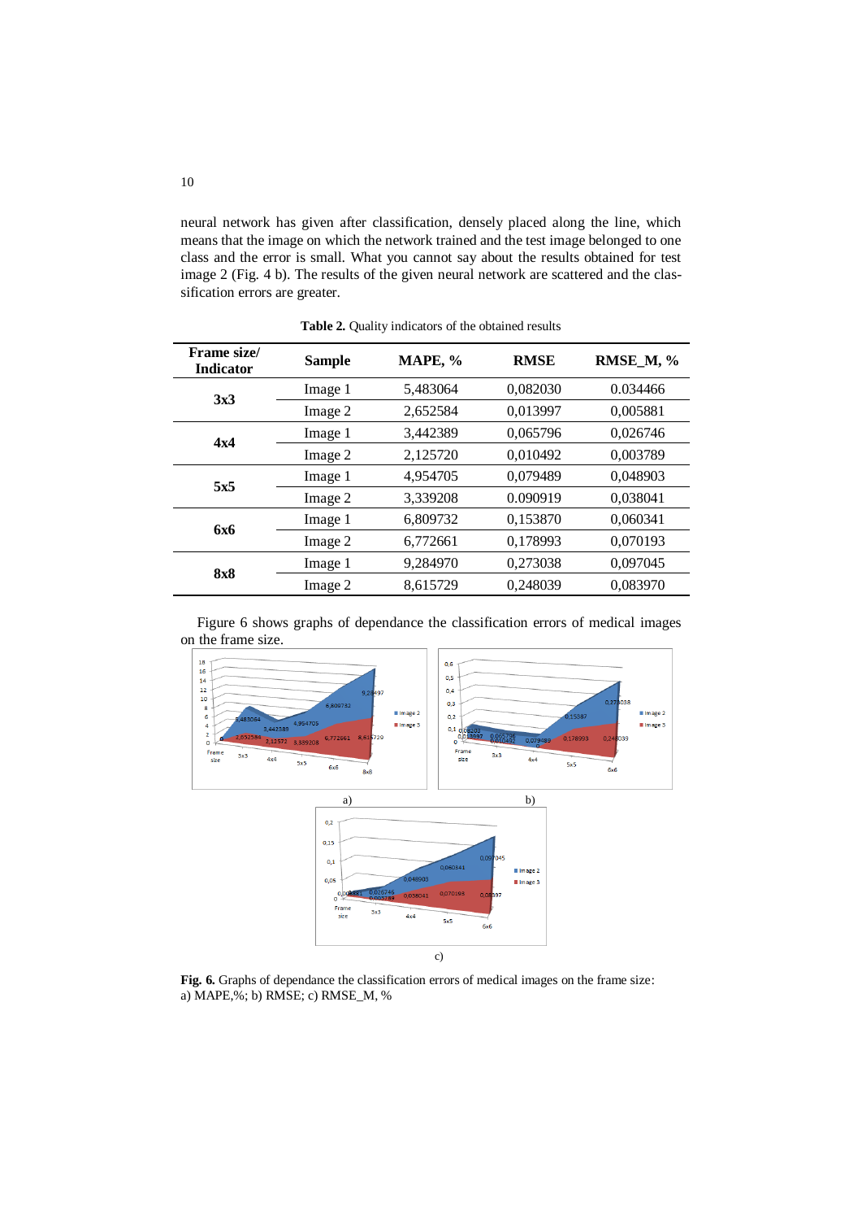neural network has given after classification, densely placed along the line, which means that the image on which the network trained and the test image belonged to one class and the error is small. What you cannot say about the results obtained for test image 2 (Fig. 4 b). The results of the given neural network are scattered and the classification errors are greater.

**Table 2.** Quality indicators of the obtained results

| Frame size/ Indicator | Sample | MAPE, % | RMSE | RMSE_M, % |
|---|---|---|---|---|
| **3x3** | Image 1 | 5,483064 | 0,082030 | 0.034466 |
| | Image 2 | 2,652584 | 0,013997 | 0,005881 |
| **4x4** | Image 1 | 3,442389 | 0,065796 | 0,026746 |
| | Image 2 | 2,125720 | 0,010492 | 0,003789 |
| **5x5** | Image 1 | 4,954705 | 0,079489 | 0,048903 |
| | Image 2 | 3,339208 | 0.090919 | 0,038041 |
| **6x6** | Image 1 | 6,809732 | 0,153870 | 0,060341 |
| | Image 2 | 6,772661 | 0,178993 | 0,070193 |
| **8x8** | Image 1 | 9,284970 | 0,273038 | 0,097045 |
| | Image 2 | 8,615729 | 0,248039 | 0,083970 |

Figure 6 shows graphs of dependance the classification errors of medical images on the frame size.

a) b)

c)

**Fig. 6.** Graphs of dependance the classification errors of medical images on the frame size: a) MAPE,%; b) RMSE; c) RMSE_M, %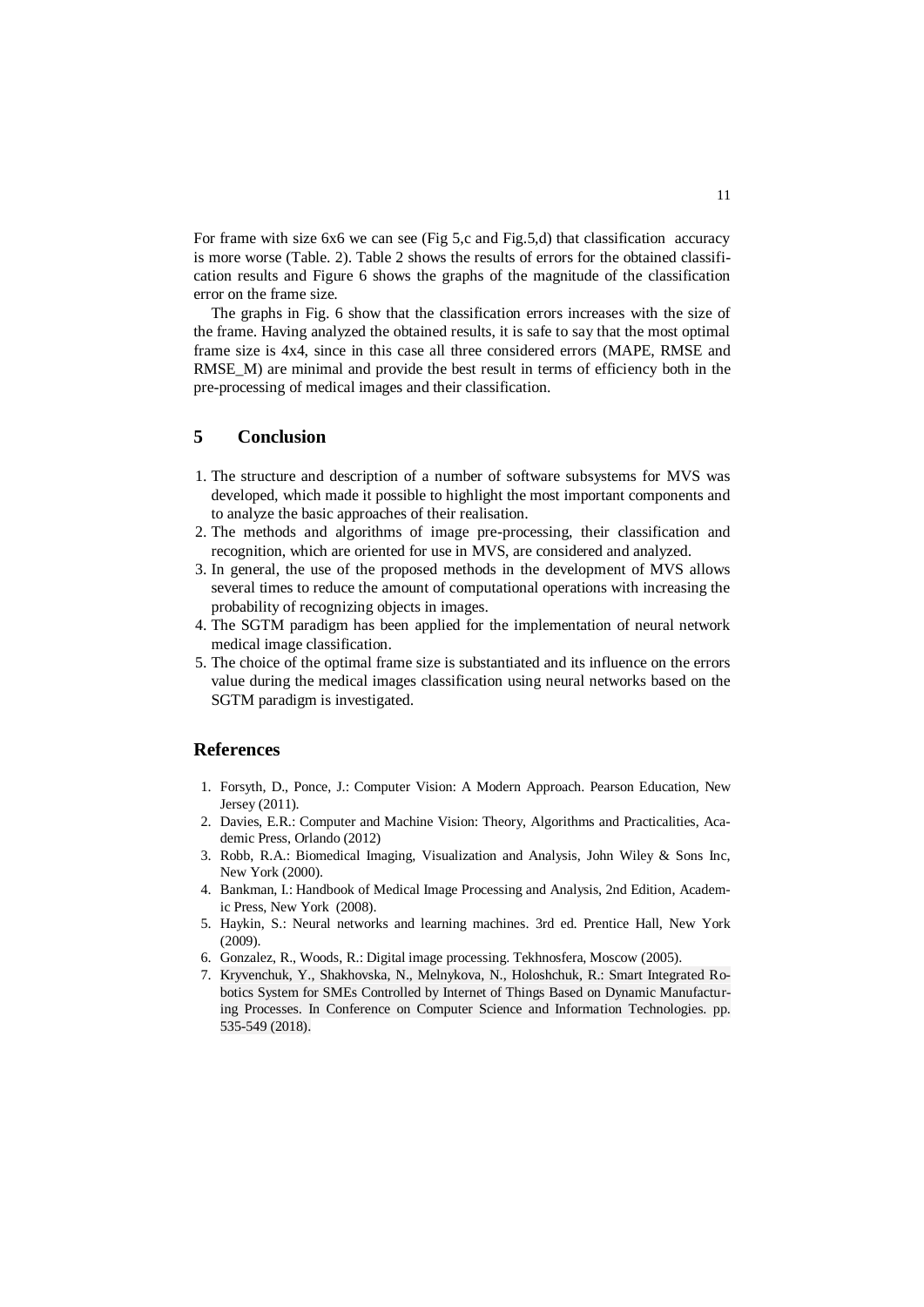For frame with size 6x6 we can see (Fig 5,c and Fig.5,d) that classification accuracy is more worse (Table. 2). Table 2 shows the results of errors for the obtained classification results and Figure 6 shows the graphs of the magnitude of the classification error on the frame size.

The graphs in Fig. 6 show that the classification errors increases with the size of the frame. Having analyzed the obtained results, it is safe to say that the most optimal frame size is 4x4, since in this case all three considered errors (MAPE, RMSE and RMSE_M) are minimal and provide the best result in terms of efficiency both in the pre-processing of medical images and their classification.

## 5 Conclusion

1. The structure and description of a number of software subsystems for MVS was developed, which made it possible to highlight the most important components and to analyze the basic approaches of their realisation.
2. The methods and algorithms of image pre-processing, their classification and recognition, which are oriented for use in MVS, are considered and analyzed.
3. In general, the use of the proposed methods in the development of MVS allows several times to reduce the amount of computational operations with increasing the probability of recognizing objects in images.
4. The SGTM paradigm has been applied for the implementation of neural network medical image classification.
5. The choice of the optimal frame size is substantiated and its influence on the errors value during the medical images classification using neural networks based on the SGTM paradigm is investigated.

## References

1. Forsyth, D., Ponce, J.: Computer Vision: A Modern Approach. Pearson Education, New Jersey (2011).
2. Davies, E.R.: Computer and Machine Vision: Theory, Algorithms and Practicalities, Academic Press, Orlando (2012)
3. Robb, R.A.: Biomedical Imaging, Visualization and Analysis, John Wiley & Sons Inc, New York (2000).
4. Bankman, I.: Handbook of Medical Image Processing and Analysis, 2nd Edition, Academic Press, New York (2008).
5. Haykin, S.: Neural networks and learning machines. 3rd ed. Prentice Hall, New York (2009).
6. Gonzalez, R., Woods, R.: Digital image processing. Tekhnosfera, Moscow (2005).
7. Kryvenchuk, Y., Shakhovska, N., Melnykova, N., Holoshchuk, R.: Smart Integrated Robotics System for SMEs Controlled by Internet of Things Based on Dynamic Manufacturing Processes. In Conference on Computer Science and Information Technologies. pp. 535-549 (2018).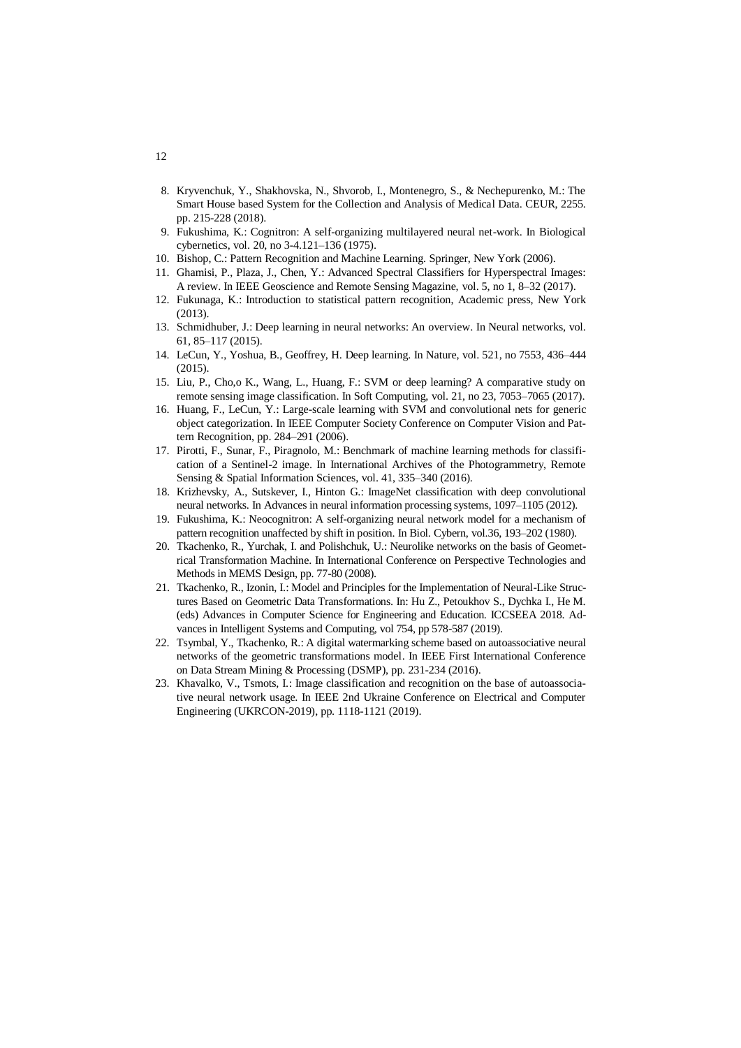8. Kryvenchuk, Y., Shakhovska, N., Shvorob, I., Montenegro, S., & Nechepurenko, M.: The Smart House based System for the Collection and Analysis of Medical Data. CEUR, 2255. pp. 215-228 (2018).
9. Fukushima, K.: Cognitron: A self-organizing multilayered neural net-work. In Biological cybernetics, vol. 20, no 3-4.121–136 (1975).
10. Bishop, C.: Pattern Recognition and Machine Learning. Springer, New York (2006).
11. Ghamisi, P., Plaza, J., Chen, Y.: Advanced Spectral Classifiers for Hyperspectral Images: A review. In IEEE Geoscience and Remote Sensing Magazine, vol. 5, no 1, 8–32 (2017).
12. Fukunaga, K.: Introduction to statistical pattern recognition, Academic press, New York (2013).
13. Schmidhuber, J.: Deep learning in neural networks: An overview. In Neural networks, vol. 61, 85–117 (2015).
14. LeCun, Y., Yoshua, B., Geoffrey, H. Deep learning. In Nature, vol. 521, no 7553, 436–444 (2015).
15. Liu, P., Cho,o K., Wang, L., Huang, F.: SVM or deep learning? A comparative study on remote sensing image classification. In Soft Computing, vol. 21, no 23, 7053–7065 (2017).
16. Huang, F., LeCun, Y.: Large-scale learning with SVM and convolutional nets for generic object categorization. In IEEE Computer Society Conference on Computer Vision and Pattern Recognition, pp. 284–291 (2006).
17. Pirotti, F., Sunar, F., Piragnolo, M.: Benchmark of machine learning methods for classification of a Sentinel-2 image. In International Archives of the Photogrammetry, Remote Sensing & Spatial Information Sciences, vol. 41, 335–340 (2016).
18. Krizhevsky, A., Sutskever, I., Hinton G.: ImageNet classification with deep convolutional neural networks. In Advances in neural information processing systems, 1097–1105 (2012).
19. Fukushima, K.: Neocognitron: A self-organizing neural network model for a mechanism of pattern recognition unaffected by shift in position. In Biol. Cybern, vol.36, 193–202 (1980).
20. Tkachenko, R., Yurchak, I. and Polishchuk, U.: Neurolike networks on the basis of Geometrical Transformation Machine. In International Conference on Perspective Technologies and Methods in MEMS Design, pp. 77-80 (2008).
21. Tkachenko, R., Izonin, I.: Model and Principles for the Implementation of Neural-Like Structures Based on Geometric Data Transformations. In: Hu Z., Petoukhov S., Dychka I., He M. (eds) Advances in Computer Science for Engineering and Education. ICCSEEA 2018. Advances in Intelligent Systems and Computing, vol 754, pp 578-587 (2019).
22. Tsymbal, Y., Tkachenko, R.: A digital watermarking scheme based on autoassociative neural networks of the geometric transformations model. In IEEE First International Conference on Data Stream Mining & Processing (DSMP), pp. 231-234 (2016).
23. Khavalko, V., Tsmots, I.: Image classification and recognition on the base of autoassociative neural network usage. In IEEE 2nd Ukraine Conference on Electrical and Computer Engineering (UKRCON-2019), pp. 1118-1121 (2019).